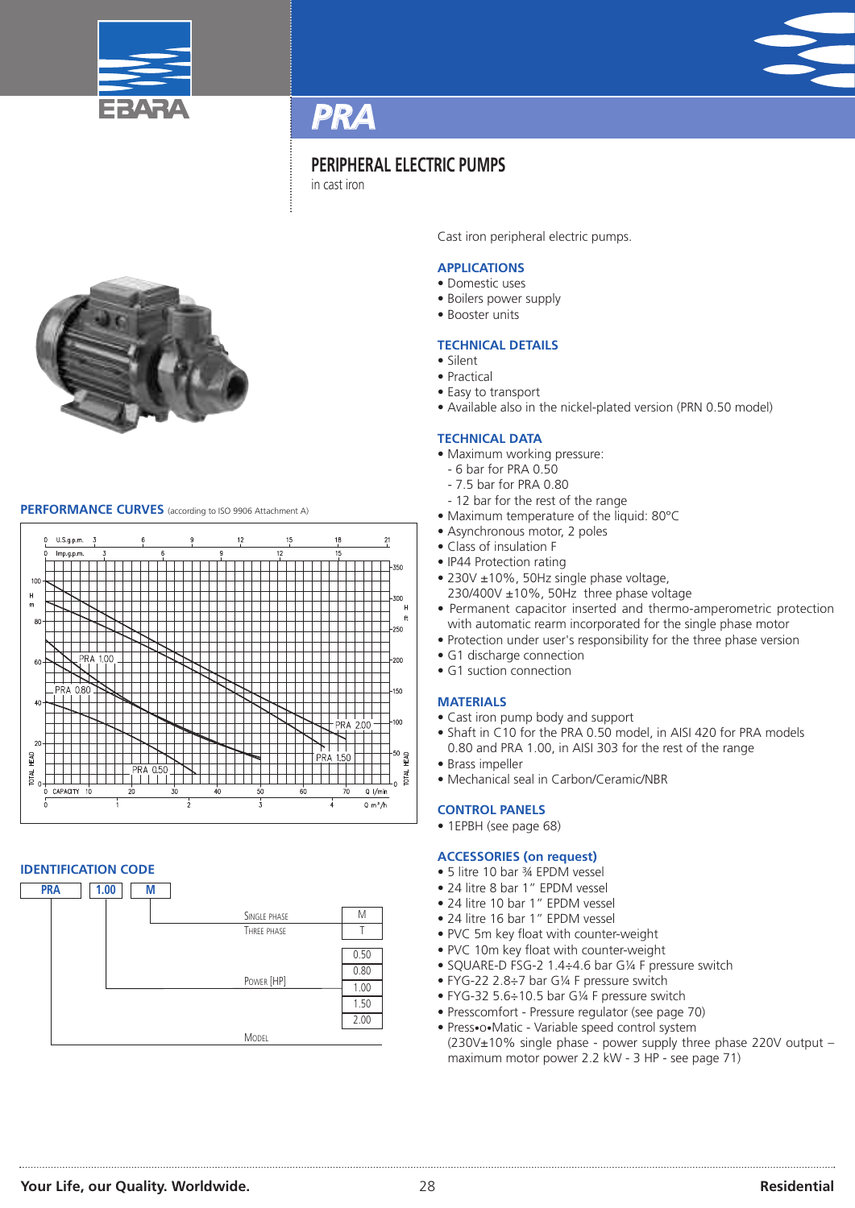# PRA

## PERIPHERAL ELECTRIC PUMPS

in cast iron

Cast iron peripheral electric pumps.

### APPLICATIONS

- Domestic uses
- Boilers power supply
- Booster units

### TECHNICAL DETAILS

- Silent
- Practical
- Easy to transport
- Available also in the nickel-plated version (PRN 0.50 model)

### TECHNICAL DATA

- Maximum working pressure:
  - 6 bar for PRA 0.50
  - 7.5 bar for PRA 0.80
  - 12 bar for the rest of the range
- Maximum temperature of the liquid: 80°C
- Asynchronous motor, 2 poles
- Class of insulation F
- IP44 Protection rating
- 230V ±10%, 50Hz single phase voltage, 230/400V ±10%, 50Hz three phase voltage
- Permanent capacitor inserted and thermo-amperometric protection with automatic rearm incorporated for the single phase motor
- Protection under user's responsibility for the three phase version
- G1 discharge connection
- G1 suction connection

### MATERIALS

- Cast iron pump body and support
- Shaft in C10 for the PRA 0.50 model, in AISI 420 for PRA models 0.80 and PRA 1.00, in AISI 303 for the rest of the range
- Brass impeller
- Mechanical seal in Carbon/Ceramic/NBR

### CONTROL PANELS

- 1EPBH (see page 68)

### ACCESSORIES (on request)

- 5 litre 10 bar ¾ EPDM vessel
- 24 litre 8 bar 1" EPDM vessel
- 24 litre 10 bar 1" EPDM vessel
- 24 litre 16 bar 1" EPDM vessel
- PVC 5m key float with counter-weight
- PVC 10m key float with counter-weight
- SQUARE-D FSG-2 1.4÷4.6 bar G¼ F pressure switch
- FYG-22 2.8÷7 bar G¼ F pressure switch
- FYG-32 5.6÷10.5 bar G¼ F pressure switch
- Presscomfort - Pressure regulator (see page 70)
- Press•o•Matic - Variable speed control system (230V±10% single phase - power supply three phase 220V output – maximum motor power 2.2 kW - 3 HP - see page 71)

### PERFORMANCE CURVES (according to ISO 9906 Attachment A)

### IDENTIFICATION CODE

PRA | 1.00 | M

| | Code |
|---|---|
| Single phase | M |
| Three phase | T |
| Power [HP] | 0.50 / 0.80 / 1.00 / 1.50 / 2.00 |
| Model | PRA |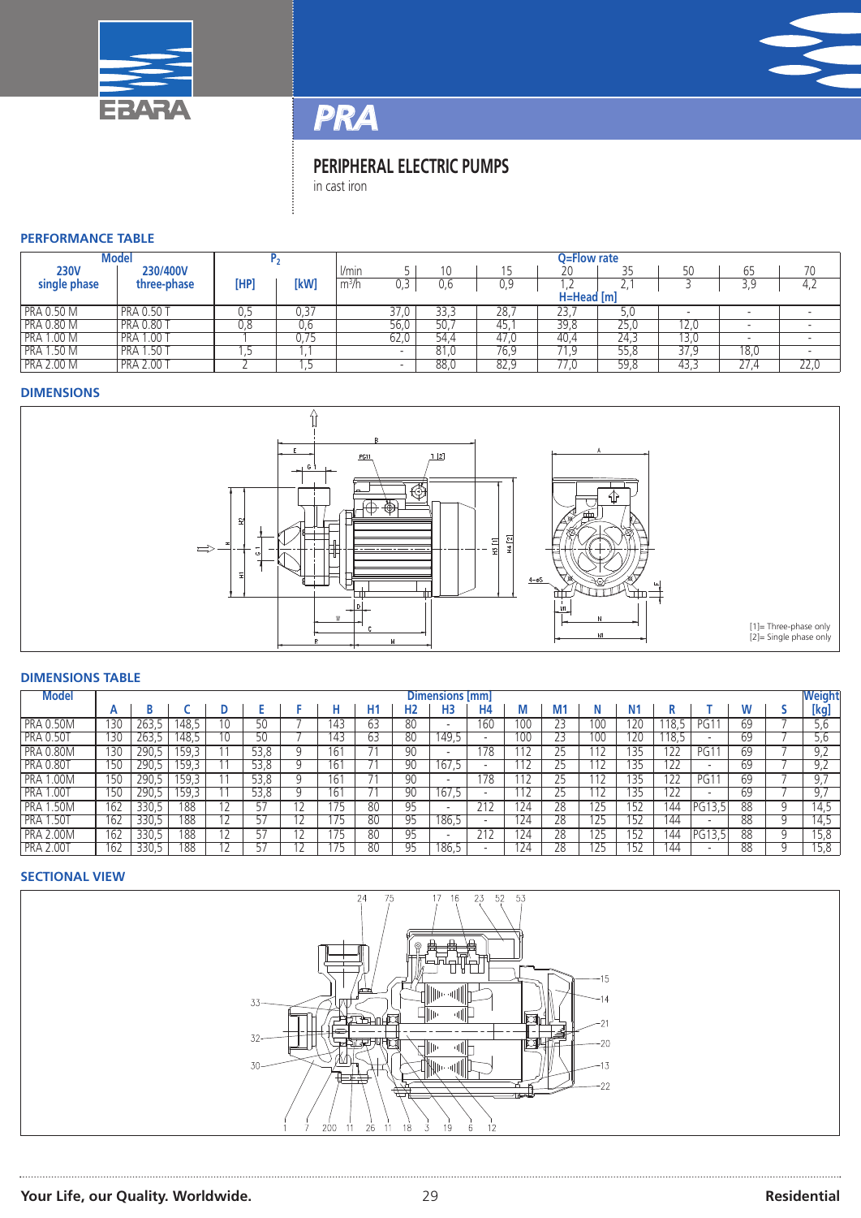# PRA

## PERIPHERAL ELECTRIC PUMPS

in cast iron

### PERFORMANCE TABLE

| Model | | $P_2$ | | Q=Flow rate | | | | | | | |
|---|---|---|---|---|---|---|---|---|---|---|---|
| 230V single phase | 230/400V three-phase | [HP] | [kW] | l/min 5 | 10 | 15 | 20 | 35 | 50 | 65 | 70 |
| | | | | $m^3/h$ 0,3 | 0,6 | 0,9 | 1,2 | 2,1 | 3 | 3,9 | 4,2 |
| | | | | H=Head [m] | | | | | | | |
| PRA 0.50 M | PRA 0.50 T | 0,5 | 0,37 | 37,0 | 33,3 | 28,7 | 23,7 | 5,0 | - | - | - |
| PRA 0.80 M | PRA 0.80 T | 0,8 | 0,6 | 56,0 | 50,7 | 45,1 | 39,8 | 25,0 | 12,0 | - | - |
| PRA 1.00 M | PRA 1.00 T | 1 | 0,75 | 62,0 | 54,4 | 47,0 | 40,4 | 24,3 | 13,0 | - | - |
| PRA 1.50 M | PRA 1.50 T | 1,5 | 1,1 | - | 81,0 | 76,9 | 71,9 | 55,8 | 37,9 | 18,0 | - |
| PRA 2.00 M | PRA 2.00 T | 2 | 1,5 | - | 88,0 | 82,9 | 77,0 | 59,8 | 43,3 | 27,4 | 22,0 |

### DIMENSIONS

[1]= Three-phase only
[2]= Single phase only

### DIMENSIONS TABLE

| Model | Dimensions [mm] | | | | | | | | | | | | | | | | | | | Weight |
|---|---|---|---|---|---|---|---|---|---|---|---|---|---|---|---|---|---|---|---|---|
| | A | B | C | D | E | F | H | H1 | H2 | H3 | H4 | M | M1 | N | N1 | R | T | W | S | [kg] |
| PRA 0.50M | 130 | 263,5 | 148,5 | 10 | 50 | 7 | 143 | 63 | 80 | - | 160 | 100 | 23 | 100 | 120 | 118,5 | PG11 | 69 | 7 | 5,6 |
| PRA 0.50T | 130 | 263,5 | 148,5 | 10 | 50 | 7 | 143 | 63 | 80 | 149,5 | - | 100 | 23 | 100 | 120 | 118,5 | - | 69 | 7 | 5,6 |
| PRA 0.80M | 150 | 290,5 | 159,3 | 11 | 53,8 | 9 | 161 | 71 | 90 | - | 178 | 112 | 25 | 112 | 135 | 122 | PG11 | 69 | 7 | 9,2 |
| PRA 0.80T | 150 | 290,5 | 159,3 | 11 | 53,8 | 9 | 161 | 71 | 90 | 167,5 | - | 112 | 25 | 112 | 135 | 122 | - | 69 | 7 | 9,2 |
| PRA 1.00M | 150 | 290,5 | 159,3 | 11 | 53,8 | 9 | 161 | 71 | 90 | - | 178 | 112 | 25 | 112 | 135 | 122 | PG11 | 69 | 7 | 9,7 |
| PRA 1.00T | 150 | 290,5 | 159,3 | 11 | 53,8 | 9 | 161 | 71 | 90 | 167,5 | - | 112 | 25 | 112 | 135 | 122 | - | 69 | 7 | 9,7 |
| PRA 1.50M | 162 | 330,5 | 188 | 12 | 57 | 12 | 175 | 80 | 95 | - | 212 | 124 | 28 | 125 | 152 | 144 | PG13,5 | 88 | 9 | 14,5 |
| PRA 1.50T | 162 | 330,5 | 188 | 12 | 57 | 12 | 175 | 80 | 95 | 186,5 | - | 124 | 28 | 125 | 152 | 144 | - | 88 | 9 | 14,5 |
| PRA 2.00M | 162 | 330,5 | 188 | 12 | 57 | 12 | 175 | 80 | 95 | - | 212 | 124 | 28 | 125 | 152 | 144 | PG13,5 | 88 | 9 | 15,8 |
| PRA 2.00T | 162 | 330,5 | 188 | 12 | 57 | 12 | 175 | 80 | 95 | 186,5 | - | 124 | 28 | 125 | 152 | 144 | - | 88 | 9 | 15,8 |

### SECTIONAL VIEW

Your Life, our Quality. Worldwide.

Residential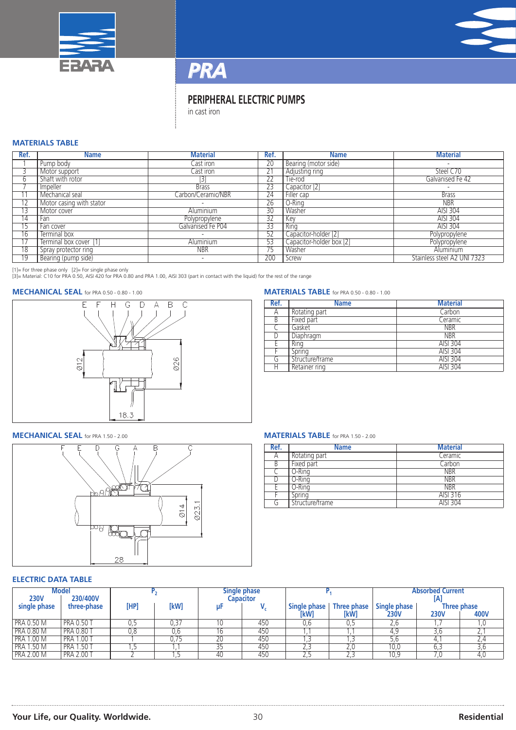# PRA

## PERIPHERAL ELECTRIC PUMPS

in cast iron

### MATERIALS TABLE

| Ref. | Name | Material | Ref. | Name | Material |
|---|---|---|---|---|---|
| 1 | Pump body | Cast iron | 20 | Bearing (motor side) | - |
| 3 | Motor support | Cast iron | 21 | Adjusting ring | Steel C70 |
| 6 | Shaft with rotor | [3] | 22 | Tie-rod | Galvanised Fe 42 |
| 7 | Impeller | Brass | 23 | Capacitor [2] | - |
| 11 | Mechanical seal | Carbon/Ceramic/NBR | 24 | Filler cap | Brass |
| 12 | Motor casing with stator | - | 26 | O-Ring | NBR |
| 13 | Motor cover | Aluminium | 30 | Washer | AISI 304 |
| 14 | Fan | Polypropylene | 32 | Key | AISI 304 |
| 15 | Fan cover | Galvanised Fe P04 | 33 | Ring | AISI 304 |
| 16 | Terminal box | - | 52 | Capacitor-holder [2] | Polypropylene |
| 17 | Terminal box cover [1] | Aluminium | 53 | Capacitor-holder box [2] | Polypropylene |
| 18 | Spray protector ring | NBR | 75 | Washer | Aluminium |
| 19 | Bearing (pump side) | - | 200 | Screw | Stainless steel A2 UNI 7323 |

[1]= For three phase only [2]= For single phase only
[3]= Material: C10 for PRA 0.50, AISI 420 for PRA 0.80 and PRA 1.00, AISI 303 (part in contact with the liquid) for the rest of the range

### MECHANICAL SEAL for PRA 0.50 - 0.80 - 1.00

E F H G D A B C

Ø12

Ø26

18.3

### MATERIALS TABLE for PRA 0.50 - 0.80 - 1.00

| Ref. | Name | Material |
|---|---|---|
| A | Rotating part | Carbon |
| B | Fixed part | Ceramic |
| C | Gasket | NBR |
| D | Diaphragm | NBR |
| E | Ring | AISI 304 |
| F | Spring | AISI 304 |
| G | Structure/frame | AISI 304 |
| H | Retainer ring | AISI 304 |

### MECHANICAL SEAL for PRA 1.50 - 2.00

F E D G A B C

Ø14

Ø23.1

28

### MATERIALS TABLE for PRA 1.50 - 2.00

| Ref. | Name | Material |
|---|---|---|
| A | Rotating part | Ceramic |
| B | Fixed part | Carbon |
| C | O-Ring | NBR |
| D | O-Ring | NBR |
| E | O-Ring | NBR |
| F | Spring | AISI 316 |
| G | Structure/frame | AISI 304 |

### ELECTRIC DATA TABLE

| Model | | $P_2$ | | Single phase Capacitor | | $P_1$ | | Absorbed Current [A] | | |
|---|---|---|---|---|---|---|---|---|---|---|
| 230V single phase | 230/400V three-phase | [HP] | [kW] | µF | $V_c$ | Single phase [kW] | Three phase [kW] | Single phase 230V | Three phase 230V | Three phase 400V |
| PRA 0.50 M | PRA 0.50 T | 0,5 | 0,37 | 10 | 450 | 0,6 | 0,5 | 2,6 | 1,7 | 1,0 |
| PRA 0.80 M | PRA 0.80 T | 0,8 | 0,6 | 16 | 450 | 1,1 | 1,1 | 4,9 | 3,6 | 2,1 |
| PRA 1.00 M | PRA 1.00 T | 1 | 0,75 | 20 | 450 | 1,3 | 1,3 | 5,6 | 4,1 | 2,4 |
| PRA 1.50 M | PRA 1.50 T | 1,5 | 1,1 | 35 | 450 | 2,3 | 2,0 | 10,0 | 6,3 | 3,6 |
| PRA 2.00 M | PRA 2.00 T | 2 | 1,5 | 40 | 450 | 2,5 | 2,3 | 10,9 | 7,0 | 4,0 |